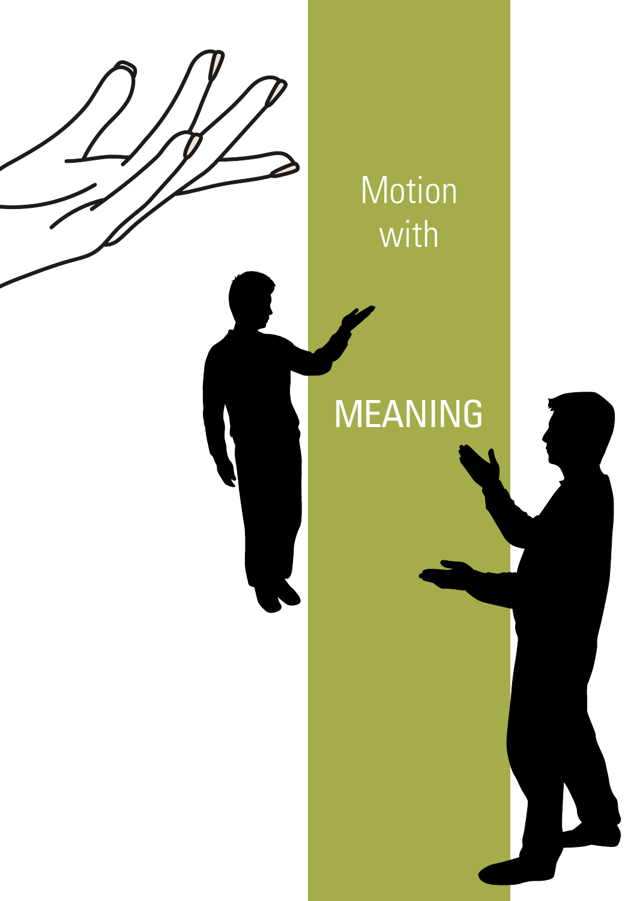# Motion with MEANING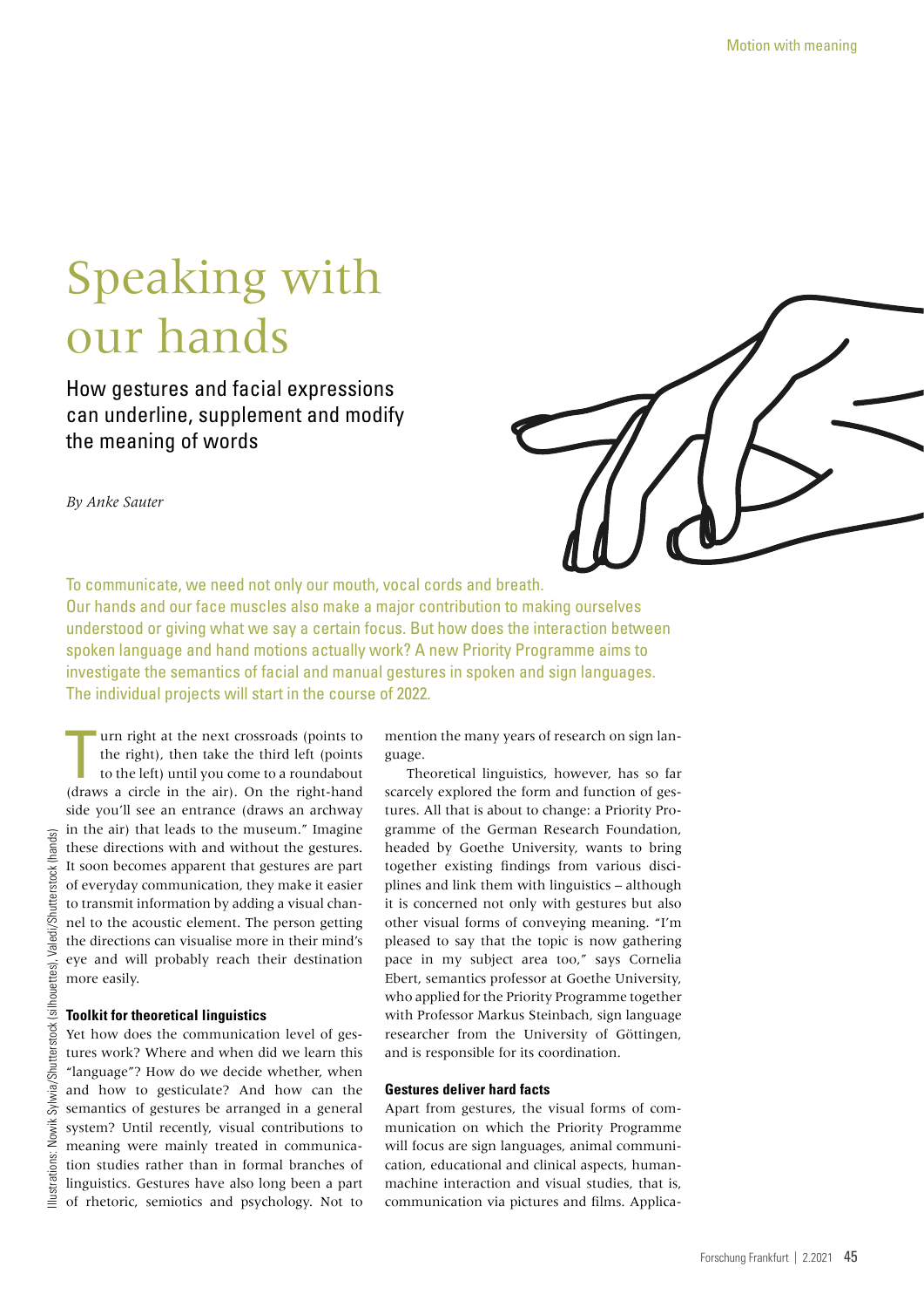# Speaking with our hands

## How gestures and facial expressions can underline, supplement and modify the meaning of words

*By Anke Sauter*

To communicate, we need not only our mouth, vocal cords and breath. Our hands and our face muscles also make a major contribution to making ourselves understood or giving what we say a certain focus. But how does the interaction between spoken language and hand motions actually work? A new Priority Programme aims to investigate the semantics of facial and manual gestures in spoken and sign languages. The individual projects will start in the course of 2022.

Turn right at the next crossroads (points to the right), then take the third left (points to the left) until you come to a roundabout (draws a circle in the air). On the right-hand side you'll see an entrance (draws an archway in the air) that leads to the museum." Imagine these directions with and without the gestures. It soon becomes apparent that gestures are part of everyday communication, they make it easier to transmit information by adding a visual channel to the acoustic element. The person getting the directions can visualise more in their mind's eye and will probably reach their destination more easily.

Illustrations: Nowik Sylwia/Shutterstock (silhouettes), Valedi/Shutterstock (hands)

### Toolkit for theoretical linguistics

Yet how does the communication level of gestures work? Where and when did we learn this "language"? How do we decide whether, when and how to gesticulate? And how can the semantics of gestures be arranged in a general system? Until recently, visual contributions to meaning were mainly treated in communication studies rather than in formal branches of linguistics. Gestures have also long been a part of rhetoric, semiotics and psychology. Not to mention the many years of research on sign language.

Theoretical linguistics, however, has so far scarcely explored the form and function of gestures. All that is about to change: a Priority Programme of the German Research Foundation, headed by Goethe University, wants to bring together existing findings from various disciplines and link them with linguistics – although it is concerned not only with gestures but also other visual forms of conveying meaning. "I'm pleased to say that the topic is now gathering pace in my subject area too," says Cornelia Ebert, semantics professor at Goethe University, who applied for the Priority Programme together with Professor Markus Steinbach, sign language researcher from the University of Göttingen, and is responsible for its coordination.

### Gestures deliver hard facts

Apart from gestures, the visual forms of communication on which the Priority Programme will focus are sign languages, animal communication, educational and clinical aspects, human-machine interaction and visual studies, that is, communication via pictures and films. Applica-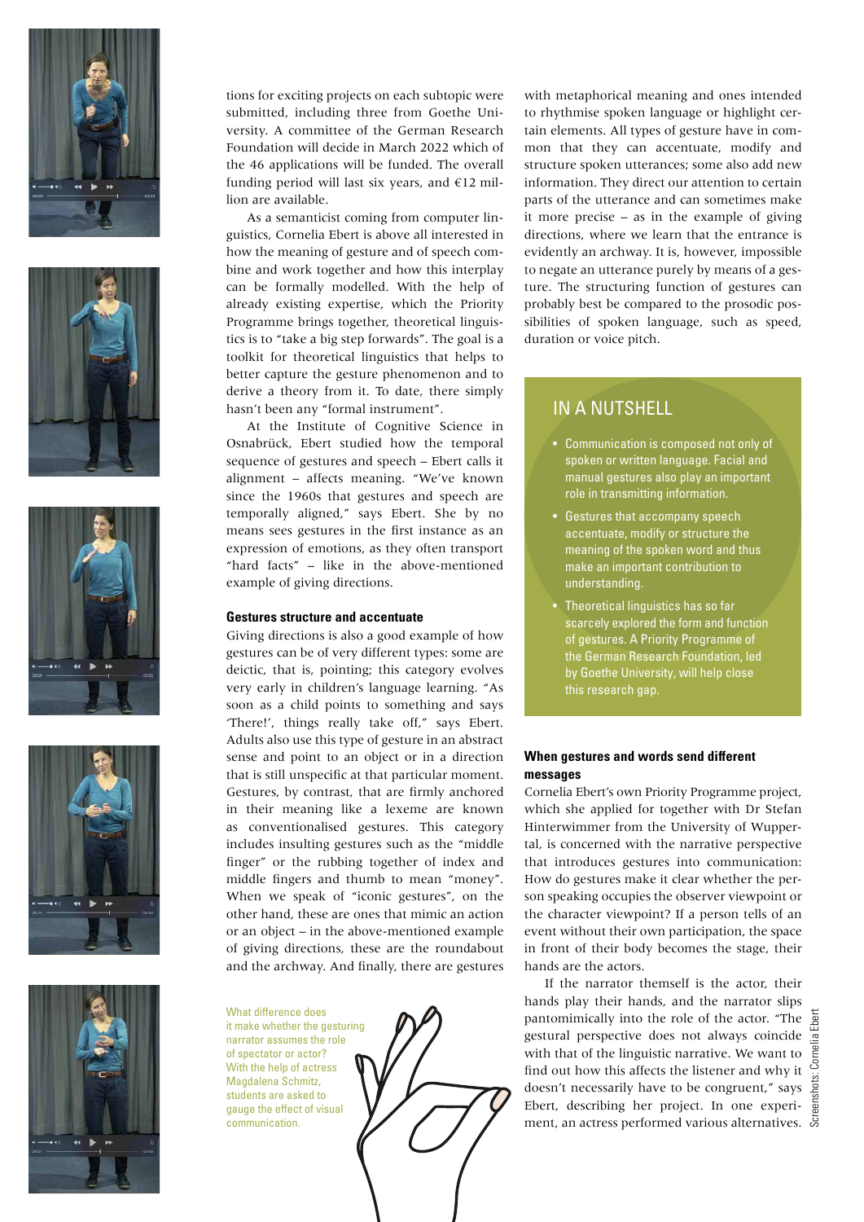tions for exciting projects on each subtopic were submitted, including three from Goethe University. A committee of the German Research Foundation will decide in March 2022 which of the 46 applications will be funded. The overall funding period will last six years, and €12 million are available.

As a semanticist coming from computer linguistics, Cornelia Ebert is above all interested in how the meaning of gesture and of speech combine and work together and how this interplay can be formally modelled. With the help of already existing expertise, which the Priority Programme brings together, theoretical linguistics is to "take a big step forwards". The goal is a toolkit for theoretical linguistics that helps to better capture the gesture phenomenon and to derive a theory from it. To date, there simply hasn't been any "formal instrument".

At the Institute of Cognitive Science in Osnabrück, Ebert studied how the temporal sequence of gestures and speech – Ebert calls it alignment – affects meaning. "We've known since the 1960s that gestures and speech are temporally aligned," says Ebert. She by no means sees gestures in the first instance as an expression of emotions, as they often transport "hard facts" – like in the above-mentioned example of giving directions.

### Gestures structure and accentuate

Giving directions is also a good example of how gestures can be of very different types: some are deictic, that is, pointing; this category evolves very early in children's language learning. "As soon as a child points to something and says 'There!', things really take off," says Ebert. Adults also use this type of gesture in an abstract sense and point to an object or in a direction that is still unspecific at that particular moment. Gestures, by contrast, that are firmly anchored in their meaning like a lexeme are known as conventionalised gestures. This category includes insulting gestures such as the "middle finger" or the rubbing together of index and middle fingers and thumb to mean "money". When we speak of "iconic gestures", on the other hand, these are ones that mimic an action or an object – in the above-mentioned example of giving directions, these are the roundabout and the archway. And finally, there are gestures with metaphorical meaning and ones intended to rhythmise spoken language or highlight certain elements. All types of gesture have in common that they can accentuate, modify and structure spoken utterances; some also add new information. They direct our attention to certain parts of the utterance and can sometimes make it more precise – as in the example of giving directions, where we learn that the entrance is evidently an archway. It is, however, impossible to negate an utterance purely by means of a gesture. The structuring function of gestures can probably best be compared to the prosodic possibilities of spoken language, such as speed, duration or voice pitch.

## IN A NUTSHELL

- Communication is composed not only of spoken or written language. Facial and manual gestures also play an important role in transmitting information.
- Gestures that accompany speech accentuate, modify or structure the meaning of the spoken word and thus make an important contribution to understanding.
- Theoretical linguistics has so far scarcely explored the form and function of gestures. A Priority Programme of the German Research Foundation, led by Goethe University, will help close this research gap.

### When gestures and words send different messages

Cornelia Ebert's own Priority Programme project, which she applied for together with Dr Stefan Hinterwimmer from the University of Wuppertal, is concerned with the narrative perspective that introduces gestures into communication: How do gestures make it clear whether the person speaking occupies the observer viewpoint or the character viewpoint? If a person tells of an event without their own participation, the space in front of their body becomes the stage, their hands are the actors.

If the narrator themself is the actor, their hands play their hands, and the narrator slips pantomimically into the role of the actor. "The gestural perspective does not always coincide with that of the linguistic narrative. We want to find out how this affects the listener and why it doesn't necessarily have to be congruent," says Ebert, describing her project. In one experiment, an actress performed various alternatives.

What difference does it make whether the gesturing narrator assumes the role of spectator or actor? With the help of actress Magdalena Schmitz, students are asked to gauge the effect of visual communication.

Screenshots: Cornelia Ebert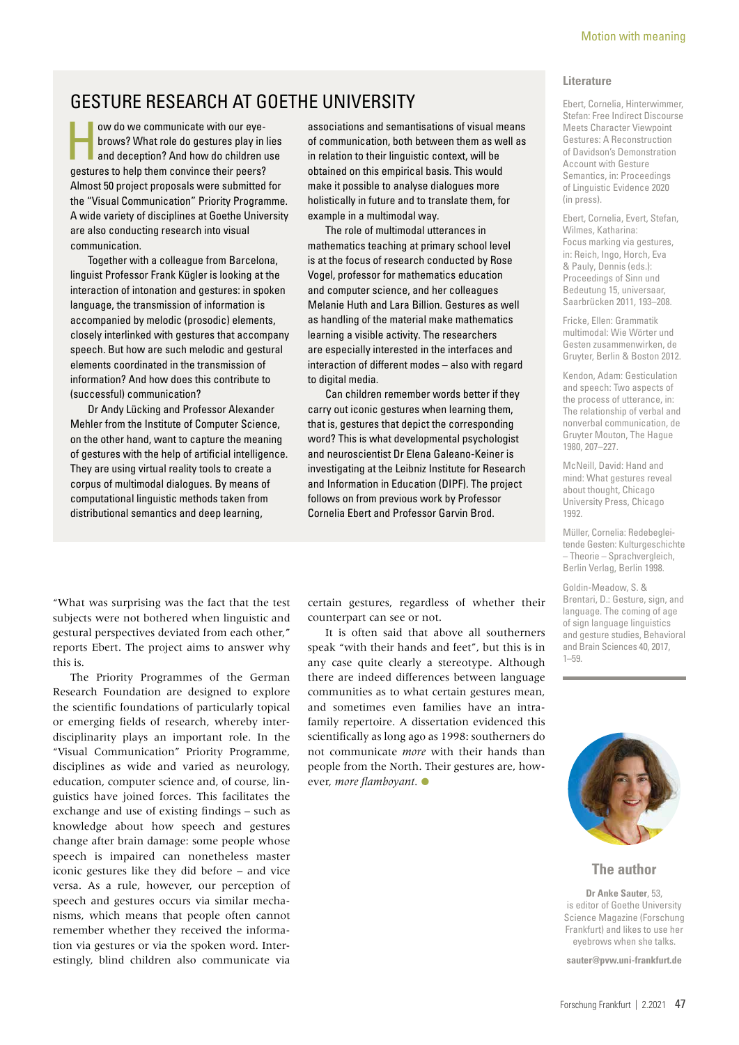## GESTURE RESEARCH AT GOETHE UNIVERSITY

How do we communicate with our eyebrows? What role do gestures play in lies and deception? And how do children use gestures to help them convince their peers? Almost 50 project proposals were submitted for the "Visual Communication" Priority Programme. A wide variety of disciplines at Goethe University are also conducting research into visual communication.

Together with a colleague from Barcelona, linguist Professor Frank Kügler is looking at the interaction of intonation and gestures: in spoken language, the transmission of information is accompanied by melodic (prosodic) elements, closely interlinked with gestures that accompany speech. But how are such melodic and gestural elements coordinated in the transmission of information? And how does this contribute to (successful) communication?

Dr Andy Lücking and Professor Alexander Mehler from the Institute of Computer Science, on the other hand, want to capture the meaning of gestures with the help of artificial intelligence. They are using virtual reality tools to create a corpus of multimodal dialogues. By means of computational linguistic methods taken from distributional semantics and deep learning, associations and semantisations of visual means of communication, both between them as well as in relation to their linguistic context, will be obtained on this empirical basis. This would make it possible to analyse dialogues more holistically in future and to translate them, for example in a multimodal way.

The role of multimodal utterances in mathematics teaching at primary school level is at the focus of research conducted by Rose Vogel, professor for mathematics education and computer science, and her colleagues Melanie Huth and Lara Billion. Gestures as well as handling of the material make mathematics learning a visible activity. The researchers are especially interested in the interfaces and interaction of different modes – also with regard to digital media.

Can children remember words better if they carry out iconic gestures when learning them, that is, gestures that depict the corresponding word? This is what developmental psychologist and neuroscientist Dr Elena Galeano-Keiner is investigating at the Leibniz Institute for Research and Information in Education (DIPF). The project follows on from previous work by Professor Cornelia Ebert and Professor Garvin Brod.

"What was surprising was the fact that the test subjects were not bothered when linguistic and gestural perspectives deviated from each other," reports Ebert. The project aims to answer why this is.

The Priority Programmes of the German Research Foundation are designed to explore the scientific foundations of particularly topical or emerging fields of research, whereby interdisciplinarity plays an important role. In the "Visual Communication" Priority Programme, disciplines as wide and varied as neurology, education, computer science and, of course, linguistics have joined forces. This facilitates the exchange and use of existing findings – such as knowledge about how speech and gestures change after brain damage: some people whose speech is impaired can nonetheless master iconic gestures like they did before – and vice versa. As a rule, however, our perception of speech and gestures occurs via similar mechanisms, which means that people often cannot remember whether they received the information via gestures or via the spoken word. Interestingly, blind children also communicate via certain gestures, regardless of whether their counterpart can see or not.

It is often said that above all southerners speak "with their hands and feet", but this is in any case quite clearly a stereotype. Although there are indeed differences between language communities as to what certain gestures mean, and sometimes even families have an intra-family repertoire. A dissertation evidenced this scientifically as long ago as 1998: southerners do not communicate *more* with their hands than people from the North. Their gestures are, however, *more flamboyant*. ●

### Literature

Ebert, Cornelia, Hinterwimmer, Stefan: Free Indirect Discourse Meets Character Viewpoint Gestures: A Reconstruction of Davidson's Demonstration Account with Gesture Semantics, in: Proceedings of Linguistic Evidence 2020 (in press).

Ebert, Cornelia, Evert, Stefan, Wilmes, Katharina: Focus marking via gestures, in: Reich, Ingo, Horch, Eva & Pauly, Dennis (eds.): Proceedings of Sinn und Bedeutung 15, universaar, Saarbrücken 2011, 193–208.

Fricke, Ellen: Grammatik multimodal: Wie Wörter und Gesten zusammenwirken, de Gruyter, Berlin & Boston 2012.

Kendon, Adam: Gesticulation and speech: Two aspects of the process of utterance, in: The relationship of verbal and nonverbal communication, de Gruyter Mouton, The Hague 1980, 207–227.

McNeill, David: Hand and mind: What gestures reveal about thought, Chicago University Press, Chicago 1992.

Müller, Cornelia: Redebegleitende Gesten: Kulturgeschichte – Theorie – Sprachvergleich, Berlin Verlag, Berlin 1998.

Goldin-Meadow, S. & Brentari, D.: Gesture, sign, and language. The coming of age of sign language linguistics and gesture studies, Behavioral and Brain Sciences 40, 2017, 1–59.

### The author

**Dr Anke Sauter**, 53, is editor of Goethe University Science Magazine (Forschung Frankfurt) and likes to use her eyebrows when she talks.

**sauter@pvw.uni-frankfurt.de**